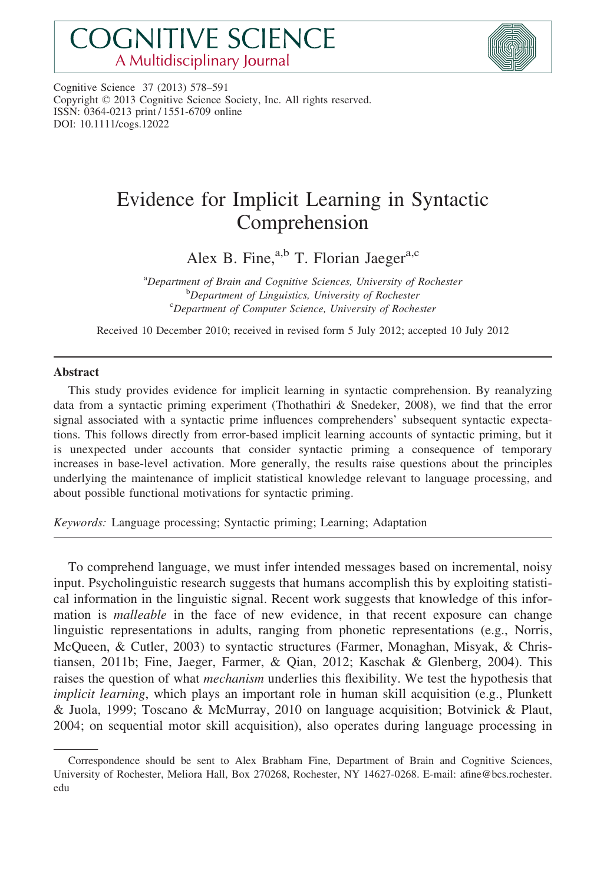Cognitive Science 37 (2013) 578–591
Copyright © 2013 Cognitive Science Society, Inc. All rights reserved.
ISSN: 0364-0213 print / 1551-6709 online
DOI: 10.1111/cogs.12022

# Evidence for Implicit Learning in Syntactic Comprehension

Alex B. Fine,[a,b] T. Florian Jaeger[a,c]

[a]*Department of Brain and Cognitive Sciences, University of Rochester*
[b]*Department of Linguistics, University of Rochester*
[c]*Department of Computer Science, University of Rochester*

Received 10 December 2010; received in revised form 5 July 2012; accepted 10 July 2012

## Abstract

This study provides evidence for implicit learning in syntactic comprehension. By reanalyzing data from a syntactic priming experiment (Thothathiri & Snedeker, 2008), we find that the error signal associated with a syntactic prime influences comprehenders' subsequent syntactic expectations. This follows directly from error-based implicit learning accounts of syntactic priming, but it is unexpected under accounts that consider syntactic priming a consequence of temporary increases in base-level activation. More generally, the results raise questions about the principles underlying the maintenance of implicit statistical knowledge relevant to language processing, and about possible functional motivations for syntactic priming.

*Keywords:* Language processing; Syntactic priming; Learning; Adaptation

---

To comprehend language, we must infer intended messages based on incremental, noisy input. Psycholinguistic research suggests that humans accomplish this by exploiting statistical information in the linguistic signal. Recent work suggests that knowledge of this information is *malleable* in the face of new evidence, in that recent exposure can change linguistic representations in adults, ranging from phonetic representations (e.g., Norris, McQueen, & Cutler, 2003) to syntactic structures (Farmer, Monaghan, Misyak, & Christiansen, 2011b; Fine, Jaeger, Farmer, & Qian, 2012; Kaschak & Glenberg, 2004). This raises the question of what *mechanism* underlies this flexibility. We test the hypothesis that *implicit learning*, which plays an important role in human skill acquisition (e.g., Plunkett & Juola, 1999; Toscano & McMurray, 2010 on language acquisition; Botvinick & Plaut, 2004; on sequential motor skill acquisition), also operates during language processing in

---

Correspondence should be sent to Alex Brabham Fine, Department of Brain and Cognitive Sciences, University of Rochester, Meliora Hall, Box 270268, Rochester, NY 14627-0268. E-mail: afine@bcs.rochester.edu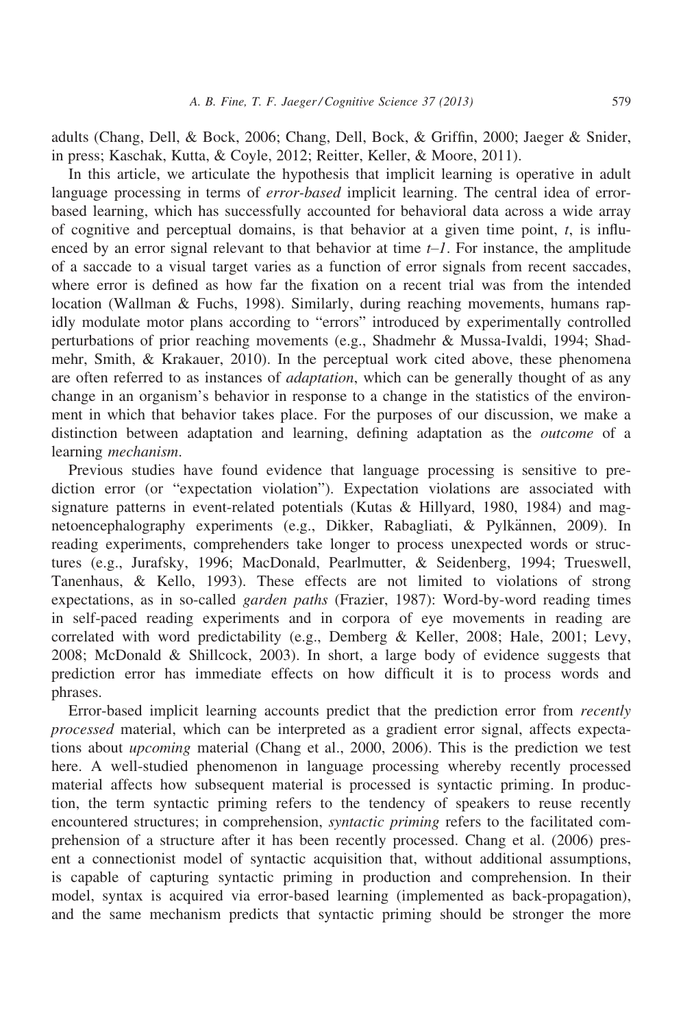adults (Chang, Dell, & Bock, 2006; Chang, Dell, Bock, & Griffin, 2000; Jaeger & Snider, in press; Kaschak, Kutta, & Coyle, 2012; Reitter, Keller, & Moore, 2011).

In this article, we articulate the hypothesis that implicit learning is operative in adult language processing in terms of *error-based* implicit learning. The central idea of error-based learning, which has successfully accounted for behavioral data across a wide array of cognitive and perceptual domains, is that behavior at a given time point, $t$, is influenced by an error signal relevant to that behavior at time $t$–$1$. For instance, the amplitude of a saccade to a visual target varies as a function of error signals from recent saccades, where error is defined as how far the fixation on a recent trial was from the intended location (Wallman & Fuchs, 1998). Similarly, during reaching movements, humans rapidly modulate motor plans according to "errors" introduced by experimentally controlled perturbations of prior reaching movements (e.g., Shadmehr & Mussa-Ivaldi, 1994; Shadmehr, Smith, & Krakauer, 2010). In the perceptual work cited above, these phenomena are often referred to as instances of *adaptation*, which can be generally thought of as any change in an organism's behavior in response to a change in the statistics of the environment in which that behavior takes place. For the purposes of our discussion, we make a distinction between adaptation and learning, defining adaptation as the *outcome* of a learning *mechanism*.

Previous studies have found evidence that language processing is sensitive to prediction error (or "expectation violation"). Expectation violations are associated with signature patterns in event-related potentials (Kutas & Hillyard, 1980, 1984) and magnetoencephalography experiments (e.g., Dikker, Rabagliati, & Pylkkänen, 2009). In reading experiments, comprehenders take longer to process unexpected words or structures (e.g., Jurafsky, 1996; MacDonald, Pearlmutter, & Seidenberg, 1994; Trueswell, Tanenhaus, & Kello, 1993). These effects are not limited to violations of strong expectations, as in so-called *garden paths* (Frazier, 1987): Word-by-word reading times in self-paced reading experiments and in corpora of eye movements in reading are correlated with word predictability (e.g., Demberg & Keller, 2008; Hale, 2001; Levy, 2008; McDonald & Shillcock, 2003). In short, a large body of evidence suggests that prediction error has immediate effects on how difficult it is to process words and phrases.

Error-based implicit learning accounts predict that the prediction error from *recently processed* material, which can be interpreted as a gradient error signal, affects expectations about *upcoming* material (Chang et al., 2000, 2006). This is the prediction we test here. A well-studied phenomenon in language processing whereby recently processed material affects how subsequent material is processed is syntactic priming. In production, the term syntactic priming refers to the tendency of speakers to reuse recently encountered structures; in comprehension, *syntactic priming* refers to the facilitated comprehension of a structure after it has been recently processed. Chang et al. (2006) present a connectionist model of syntactic acquisition that, without additional assumptions, is capable of capturing syntactic priming in production and comprehension. In their model, syntax is acquired via error-based learning (implemented as back-propagation), and the same mechanism predicts that syntactic priming should be stronger the more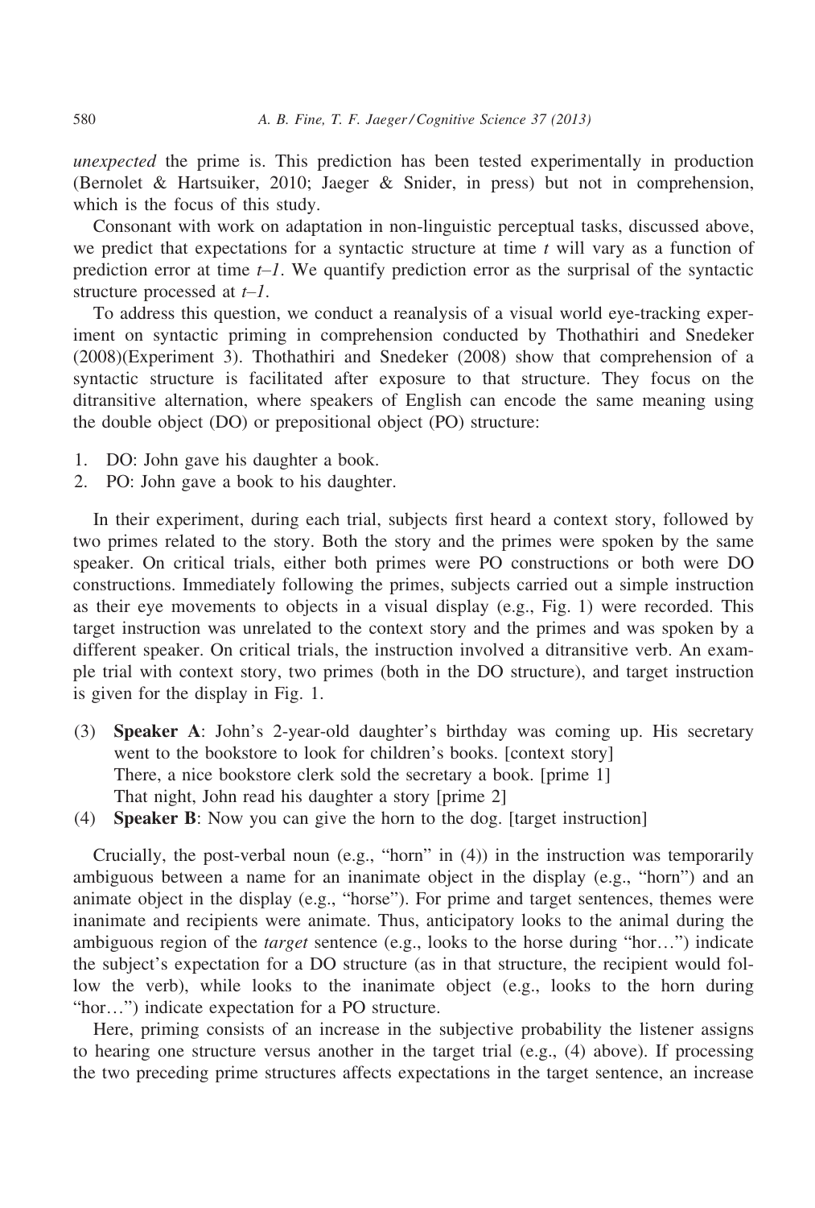*unexpected* the prime is. This prediction has been tested experimentally in production (Bernolet & Hartsuiker, 2010; Jaeger & Snider, in press) but not in comprehension, which is the focus of this study.

Consonant with work on adaptation in non-linguistic perceptual tasks, discussed above, we predict that expectations for a syntactic structure at time $t$ will vary as a function of prediction error at time $t$–$1$. We quantify prediction error as the surprisal of the syntactic structure processed at $t$–$1$.

To address this question, we conduct a reanalysis of a visual world eye-tracking experiment on syntactic priming in comprehension conducted by Thothathiri and Snedeker (2008)(Experiment 3). Thothathiri and Snedeker (2008) show that comprehension of a syntactic structure is facilitated after exposure to that structure. They focus on the ditransitive alternation, where speakers of English can encode the same meaning using the double object (DO) or prepositional object (PO) structure:

1. DO: John gave his daughter a book.
2. PO: John gave a book to his daughter.

In their experiment, during each trial, subjects first heard a context story, followed by two primes related to the story. Both the story and the primes were spoken by the same speaker. On critical trials, either both primes were PO constructions or both were DO constructions. Immediately following the primes, subjects carried out a simple instruction as their eye movements to objects in a visual display (e.g., Fig. 1) were recorded. This target instruction was unrelated to the context story and the primes and was spoken by a different speaker. On critical trials, the instruction involved a ditransitive verb. An example trial with context story, two primes (both in the DO structure), and target instruction is given for the display in Fig. 1.

(3) **Speaker A**: John's 2-year-old daughter's birthday was coming up. His secretary went to the bookstore to look for children's books. [context story]
There, a nice bookstore clerk sold the secretary a book. [prime 1]
That night, John read his daughter a story [prime 2]

(4) **Speaker B**: Now you can give the horn to the dog. [target instruction]

Crucially, the post-verbal noun (e.g., "horn" in (4)) in the instruction was temporarily ambiguous between a name for an inanimate object in the display (e.g., "horn") and an animate object in the display (e.g., "horse"). For prime and target sentences, themes were inanimate and recipients were animate. Thus, anticipatory looks to the animal during the ambiguous region of the *target* sentence (e.g., looks to the horse during "hor…") indicate the subject's expectation for a DO structure (as in that structure, the recipient would follow the verb), while looks to the inanimate object (e.g., looks to the horn during "hor…") indicate expectation for a PO structure.

Here, priming consists of an increase in the subjective probability the listener assigns to hearing one structure versus another in the target trial (e.g., (4) above). If processing the two preceding prime structures affects expectations in the target sentence, an increase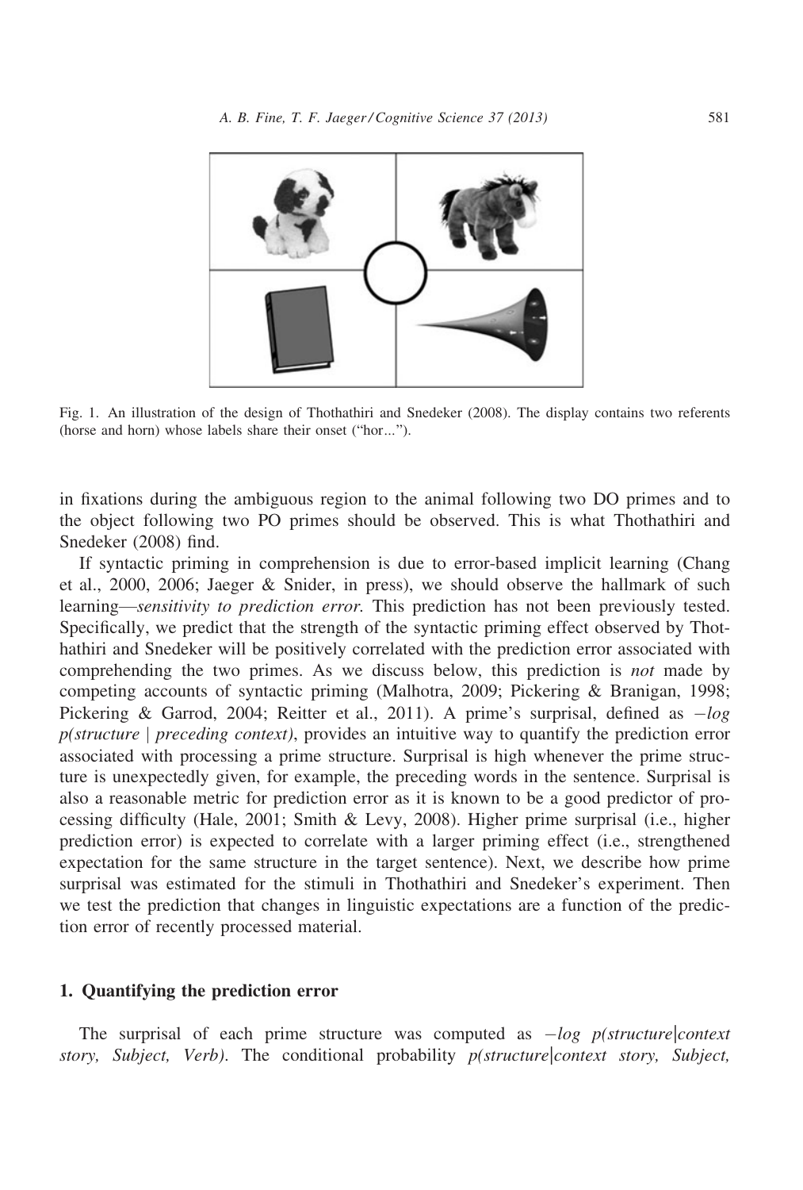Fig. 1. An illustration of the design of Thothathiri and Snedeker (2008). The display contains two referents (horse and horn) whose labels share their onset ("hor…").

in fixations during the ambiguous region to the animal following two DO primes and to the object following two PO primes should be observed. This is what Thothathiri and Snedeker (2008) find.

If syntactic priming in comprehension is due to error-based implicit learning (Chang et al., 2000, 2006; Jaeger & Snider, in press), we should observe the hallmark of such learning—*sensitivity to prediction error*. This prediction has not been previously tested. Specifically, we predict that the strength of the syntactic priming effect observed by Thothathiri and Snedeker will be positively correlated with the prediction error associated with comprehending the two primes. As we discuss below, this prediction is *not* made by competing accounts of syntactic priming (Malhotra, 2009; Pickering & Branigan, 1998; Pickering & Garrod, 2004; Reitter et al., 2011). A prime's surprisal, defined as $-log$ *p(structure | preceding context)*, provides an intuitive way to quantify the prediction error associated with processing a prime structure. Surprisal is high whenever the prime structure is unexpectedly given, for example, the preceding words in the sentence. Surprisal is also a reasonable metric for prediction error as it is known to be a good predictor of processing difficulty (Hale, 2001; Smith & Levy, 2008). Higher prime surprisal (i.e., higher prediction error) is expected to correlate with a larger priming effect (i.e., strengthened expectation for the same structure in the target sentence). Next, we describe how prime surprisal was estimated for the stimuli in Thothathiri and Snedeker's experiment. Then we test the prediction that changes in linguistic expectations are a function of the prediction error of recently processed material.

## 1. Quantifying the prediction error

The surprisal of each prime structure was computed as $-log$ *p(structure|context story, Subject, Verb)*. The conditional probability *p(structure|context story, Subject,*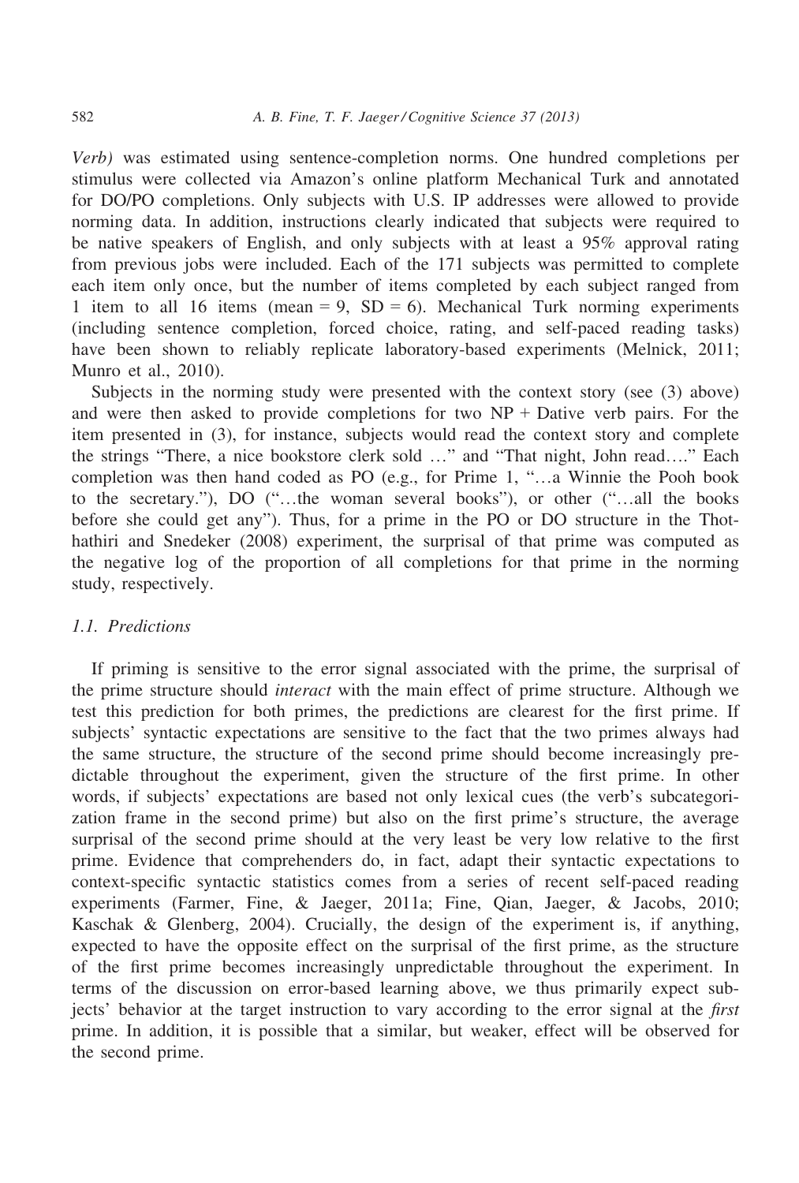*Verb*) was estimated using sentence-completion norms. One hundred completions per stimulus were collected via Amazon's online platform Mechanical Turk and annotated for DO/PO completions. Only subjects with U.S. IP addresses were allowed to provide norming data. In addition, instructions clearly indicated that subjects were required to be native speakers of English, and only subjects with at least a 95% approval rating from previous jobs were included. Each of the 171 subjects was permitted to complete each item only once, but the number of items completed by each subject ranged from 1 item to all 16 items (mean = 9, SD = 6). Mechanical Turk norming experiments (including sentence completion, forced choice, rating, and self-paced reading tasks) have been shown to reliably replicate laboratory-based experiments (Melnick, 2011; Munro et al., 2010).

Subjects in the norming study were presented with the context story (see (3) above) and were then asked to provide completions for two NP + Dative verb pairs. For the item presented in (3), for instance, subjects would read the context story and complete the strings "There, a nice bookstore clerk sold …" and "That night, John read…." Each completion was then hand coded as PO (e.g., for Prime 1, "…a Winnie the Pooh book to the secretary."), DO ("…the woman several books"), or other ("…all the books before she could get any"). Thus, for a prime in the PO or DO structure in the Thothathiri and Snedeker (2008) experiment, the surprisal of that prime was computed as the negative log of the proportion of all completions for that prime in the norming study, respectively.

### 1.1. Predictions

If priming is sensitive to the error signal associated with the prime, the surprisal of the prime structure should *interact* with the main effect of prime structure. Although we test this prediction for both primes, the predictions are clearest for the first prime. If subjects' syntactic expectations are sensitive to the fact that the two primes always had the same structure, the structure of the second prime should become increasingly predictable throughout the experiment, given the structure of the first prime. In other words, if subjects' expectations are based not only lexical cues (the verb's subcategorization frame in the second prime) but also on the first prime's structure, the average surprisal of the second prime should at the very least be very low relative to the first prime. Evidence that comprehenders do, in fact, adapt their syntactic expectations to context-specific syntactic statistics comes from a series of recent self-paced reading experiments (Farmer, Fine, & Jaeger, 2011a; Fine, Qian, Jaeger, & Jacobs, 2010; Kaschak & Glenberg, 2004). Crucially, the design of the experiment is, if anything, expected to have the opposite effect on the surprisal of the first prime, as the structure of the first prime becomes increasingly unpredictable throughout the experiment. In terms of the discussion on error-based learning above, we thus primarily expect subjects' behavior at the target instruction to vary according to the error signal at the *first* prime. In addition, it is possible that a similar, but weaker, effect will be observed for the second prime.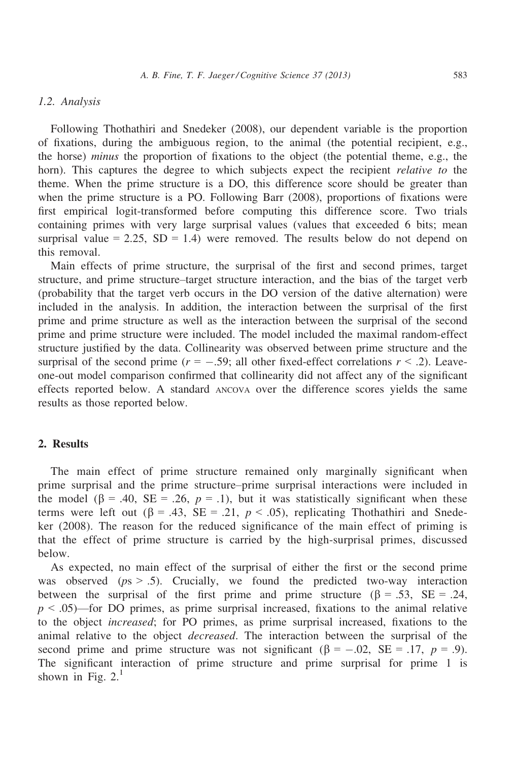### 1.2. Analysis

Following Thothathiri and Snedeker (2008), our dependent variable is the proportion of fixations, during the ambiguous region, to the animal (the potential recipient, e.g., the horse) *minus* the proportion of fixations to the object (the potential theme, e.g., the horn). This captures the degree to which subjects expect the recipient *relative to* the theme. When the prime structure is a DO, this difference score should be greater than when the prime structure is a PO. Following Barr (2008), proportions of fixations were first empirical logit-transformed before computing this difference score. Two trials containing primes with very large surprisal values (values that exceeded 6 bits; mean surprisal value = 2.25, SD = 1.4) were removed. The results below do not depend on this removal.

Main effects of prime structure, the surprisal of the first and second primes, target structure, and prime structure–target structure interaction, and the bias of the target verb (probability that the target verb occurs in the DO version of the dative alternation) were included in the analysis. In addition, the interaction between the surprisal of the first prime and prime structure as well as the interaction between the surprisal of the second prime and prime structure were included. The model included the maximal random-effect structure justified by the data. Collinearity was observed between prime structure and the surprisal of the second prime ($r = -.59$; all other fixed-effect correlations $r < .2$). Leave-one-out model comparison confirmed that collinearity did not affect any of the significant effects reported below. A standard ANCOVA over the difference scores yields the same results as those reported below.

## 2. Results

The main effect of prime structure remained only marginally significant when prime surprisal and the prime structure–prime surprisal interactions were included in the model ($\beta = .40$, SE = .26, $p = .1$), but it was statistically significant when these terms were left out ($\beta = .43$, SE = .21, $p < .05$), replicating Thothathiri and Snedeker (2008). The reason for the reduced significance of the main effect of priming is that the effect of prime structure is carried by the high-surprisal primes, discussed below.

As expected, no main effect of the surprisal of either the first or the second prime was observed ($p$s > .5). Crucially, we found the predicted two-way interaction between the surprisal of the first prime and prime structure ($\beta = .53$, SE = .24, $p < .05$)—for DO primes, as prime surprisal increased, fixations to the animal relative to the object *increased*; for PO primes, as prime surprisal increased, fixations to the animal relative to the object *decreased*. The interaction between the surprisal of the second prime and prime structure was not significant ($\beta = -.02$, SE = .17, $p = .9$). The significant interaction of prime structure and prime surprisal for prime 1 is shown in Fig. 2.[1]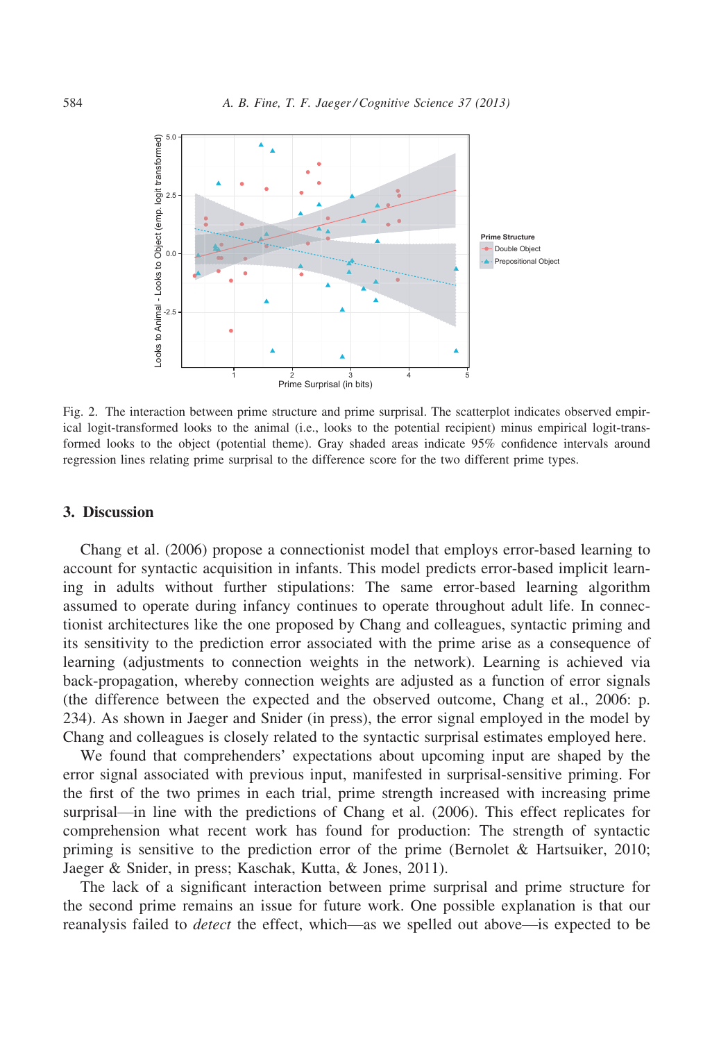Fig. 2. The interaction between prime structure and prime surprisal. The scatterplot indicates observed empirical logit-transformed looks to the animal (i.e., looks to the potential recipient) minus empirical logit-transformed looks to the object (potential theme). Gray shaded areas indicate 95% confidence intervals around regression lines relating prime surprisal to the difference score for the two different prime types.

## 3. Discussion

Chang et al. (2006) propose a connectionist model that employs error-based learning to account for syntactic acquisition in infants. This model predicts error-based implicit learning in adults without further stipulations: The same error-based learning algorithm assumed to operate during infancy continues to operate throughout adult life. In connectionist architectures like the one proposed by Chang and colleagues, syntactic priming and its sensitivity to the prediction error associated with the prime arise as a consequence of learning (adjustments to connection weights in the network). Learning is achieved via back-propagation, whereby connection weights are adjusted as a function of error signals (the difference between the expected and the observed outcome, Chang et al., 2006: p. 234). As shown in Jaeger and Snider (in press), the error signal employed in the model by Chang and colleagues is closely related to the syntactic surprisal estimates employed here.

We found that comprehenders' expectations about upcoming input are shaped by the error signal associated with previous input, manifested in surprisal-sensitive priming. For the first of the two primes in each trial, prime strength increased with increasing prime surprisal—in line with the predictions of Chang et al. (2006). This effect replicates for comprehension what recent work has found for production: The strength of syntactic priming is sensitive to the prediction error of the prime (Bernolet & Hartsuiker, 2010; Jaeger & Snider, in press; Kaschak, Kutta, & Jones, 2011).

The lack of a significant interaction between prime surprisal and prime structure for the second prime remains an issue for future work. One possible explanation is that our reanalysis failed to *detect* the effect, which—as we spelled out above—is expected to be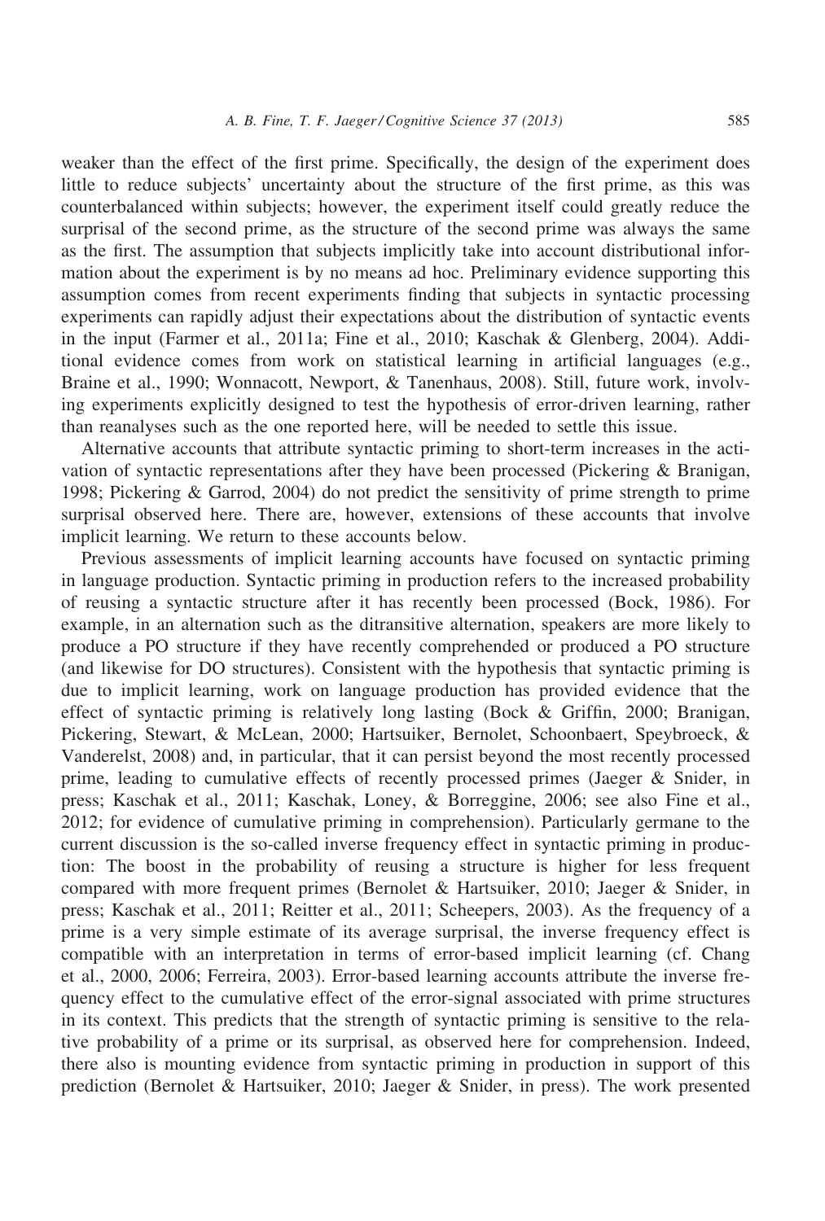weaker than the effect of the first prime. Specifically, the design of the experiment does little to reduce subjects' uncertainty about the structure of the first prime, as this was counterbalanced within subjects; however, the experiment itself could greatly reduce the surprisal of the second prime, as the structure of the second prime was always the same as the first. The assumption that subjects implicitly take into account distributional information about the experiment is by no means ad hoc. Preliminary evidence supporting this assumption comes from recent experiments finding that subjects in syntactic processing experiments can rapidly adjust their expectations about the distribution of syntactic events in the input (Farmer et al., 2011a; Fine et al., 2010; Kaschak & Glenberg, 2004). Additional evidence comes from work on statistical learning in artificial languages (e.g., Braine et al., 1990; Wonnacott, Newport, & Tanenhaus, 2008). Still, future work, involving experiments explicitly designed to test the hypothesis of error-driven learning, rather than reanalyses such as the one reported here, will be needed to settle this issue.

Alternative accounts that attribute syntactic priming to short-term increases in the activation of syntactic representations after they have been processed (Pickering & Branigan, 1998; Pickering & Garrod, 2004) do not predict the sensitivity of prime strength to prime surprisal observed here. There are, however, extensions of these accounts that involve implicit learning. We return to these accounts below.

Previous assessments of implicit learning accounts have focused on syntactic priming in language production. Syntactic priming in production refers to the increased probability of reusing a syntactic structure after it has recently been processed (Bock, 1986). For example, in an alternation such as the ditransitive alternation, speakers are more likely to produce a PO structure if they have recently comprehended or produced a PO structure (and likewise for DO structures). Consistent with the hypothesis that syntactic priming is due to implicit learning, work on language production has provided evidence that the effect of syntactic priming is relatively long lasting (Bock & Griffin, 2000; Branigan, Pickering, Stewart, & McLean, 2000; Hartsuiker, Bernolet, Schoonbaert, Speybroeck, & Vanderelst, 2008) and, in particular, that it can persist beyond the most recently processed prime, leading to cumulative effects of recently processed primes (Jaeger & Snider, in press; Kaschak et al., 2011; Kaschak, Loney, & Borreggine, 2006; see also Fine et al., 2012; for evidence of cumulative priming in comprehension). Particularly germane to the current discussion is the so-called inverse frequency effect in syntactic priming in production: The boost in the probability of reusing a structure is higher for less frequent compared with more frequent primes (Bernolet & Hartsuiker, 2010; Jaeger & Snider, in press; Kaschak et al., 2011; Reitter et al., 2011; Scheepers, 2003). As the frequency of a prime is a very simple estimate of its average surprisal, the inverse frequency effect is compatible with an interpretation in terms of error-based implicit learning (cf. Chang et al., 2000, 2006; Ferreira, 2003). Error-based learning accounts attribute the inverse frequency effect to the cumulative effect of the error-signal associated with prime structures in its context. This predicts that the strength of syntactic priming is sensitive to the relative probability of a prime or its surprisal, as observed here for comprehension. Indeed, there also is mounting evidence from syntactic priming in production in support of this prediction (Bernolet & Hartsuiker, 2010; Jaeger & Snider, in press). The work presented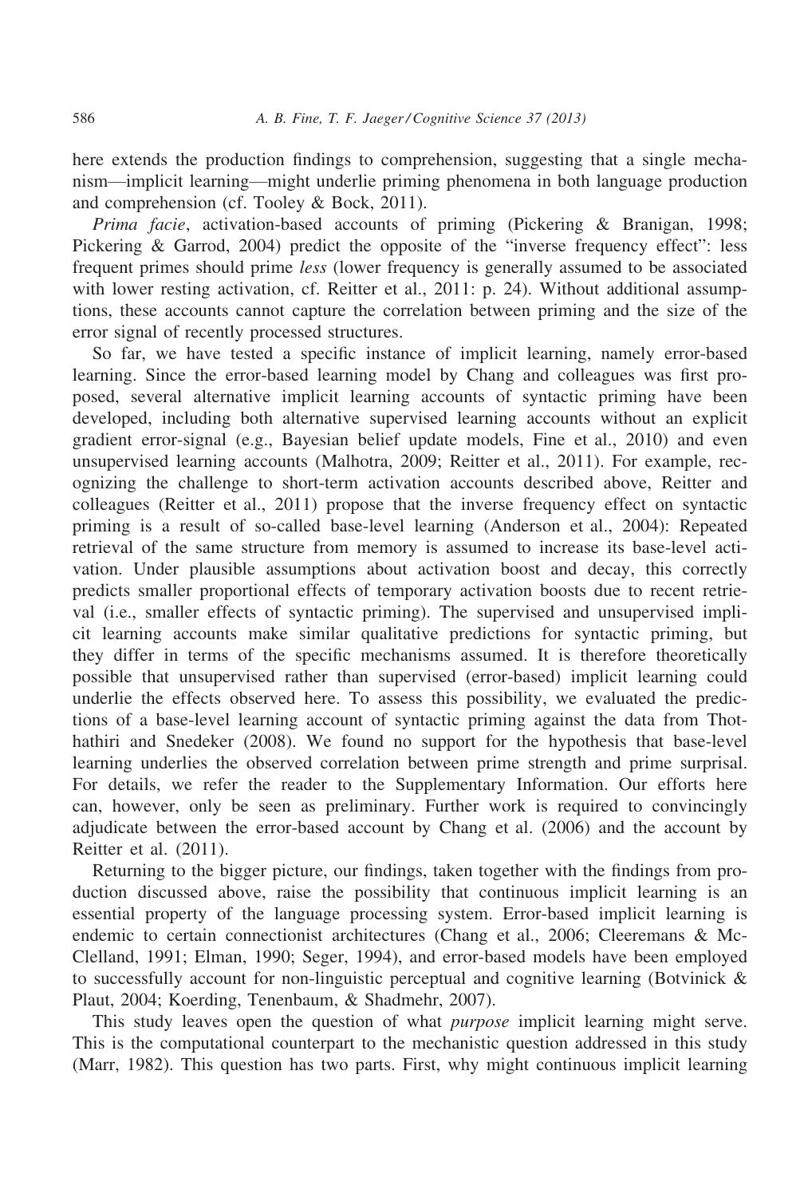here extends the production findings to comprehension, suggesting that a single mechanism—implicit learning—might underlie priming phenomena in both language production and comprehension (cf. Tooley & Bock, 2011).

*Prima facie*, activation-based accounts of priming (Pickering & Branigan, 1998; Pickering & Garrod, 2004) predict the opposite of the "inverse frequency effect": less frequent primes should prime *less* (lower frequency is generally assumed to be associated with lower resting activation, cf. Reitter et al., 2011: p. 24). Without additional assumptions, these accounts cannot capture the correlation between priming and the size of the error signal of recently processed structures.

So far, we have tested a specific instance of implicit learning, namely error-based learning. Since the error-based learning model by Chang and colleagues was first proposed, several alternative implicit learning accounts of syntactic priming have been developed, including both alternative supervised learning accounts without an explicit gradient error-signal (e.g., Bayesian belief update models, Fine et al., 2010) and even unsupervised learning accounts (Malhotra, 2009; Reitter et al., 2011). For example, recognizing the challenge to short-term activation accounts described above, Reitter and colleagues (Reitter et al., 2011) propose that the inverse frequency effect on syntactic priming is a result of so-called base-level learning (Anderson et al., 2004): Repeated retrieval of the same structure from memory is assumed to increase its base-level activation. Under plausible assumptions about activation boost and decay, this correctly predicts smaller proportional effects of temporary activation boosts due to recent retrieval (i.e., smaller effects of syntactic priming). The supervised and unsupervised implicit learning accounts make similar qualitative predictions for syntactic priming, but they differ in terms of the specific mechanisms assumed. It is therefore theoretically possible that unsupervised rather than supervised (error-based) implicit learning could underlie the effects observed here. To assess this possibility, we evaluated the predictions of a base-level learning account of syntactic priming against the data from Thothathiri and Snedeker (2008). We found no support for the hypothesis that base-level learning underlies the observed correlation between prime strength and prime surprisal. For details, we refer the reader to the Supplementary Information. Our efforts here can, however, only be seen as preliminary. Further work is required to convincingly adjudicate between the error-based account by Chang et al. (2006) and the account by Reitter et al. (2011).

Returning to the bigger picture, our findings, taken together with the findings from production discussed above, raise the possibility that continuous implicit learning is an essential property of the language processing system. Error-based implicit learning is endemic to certain connectionist architectures (Chang et al., 2006; Cleeremans & McClelland, 1991; Elman, 1990; Seger, 1994), and error-based models have been employed to successfully account for non-linguistic perceptual and cognitive learning (Botvinick & Plaut, 2004; Koerding, Tenenbaum, & Shadmehr, 2007).

This study leaves open the question of what *purpose* implicit learning might serve. This is the computational counterpart to the mechanistic question addressed in this study (Marr, 1982). This question has two parts. First, why might continuous implicit learning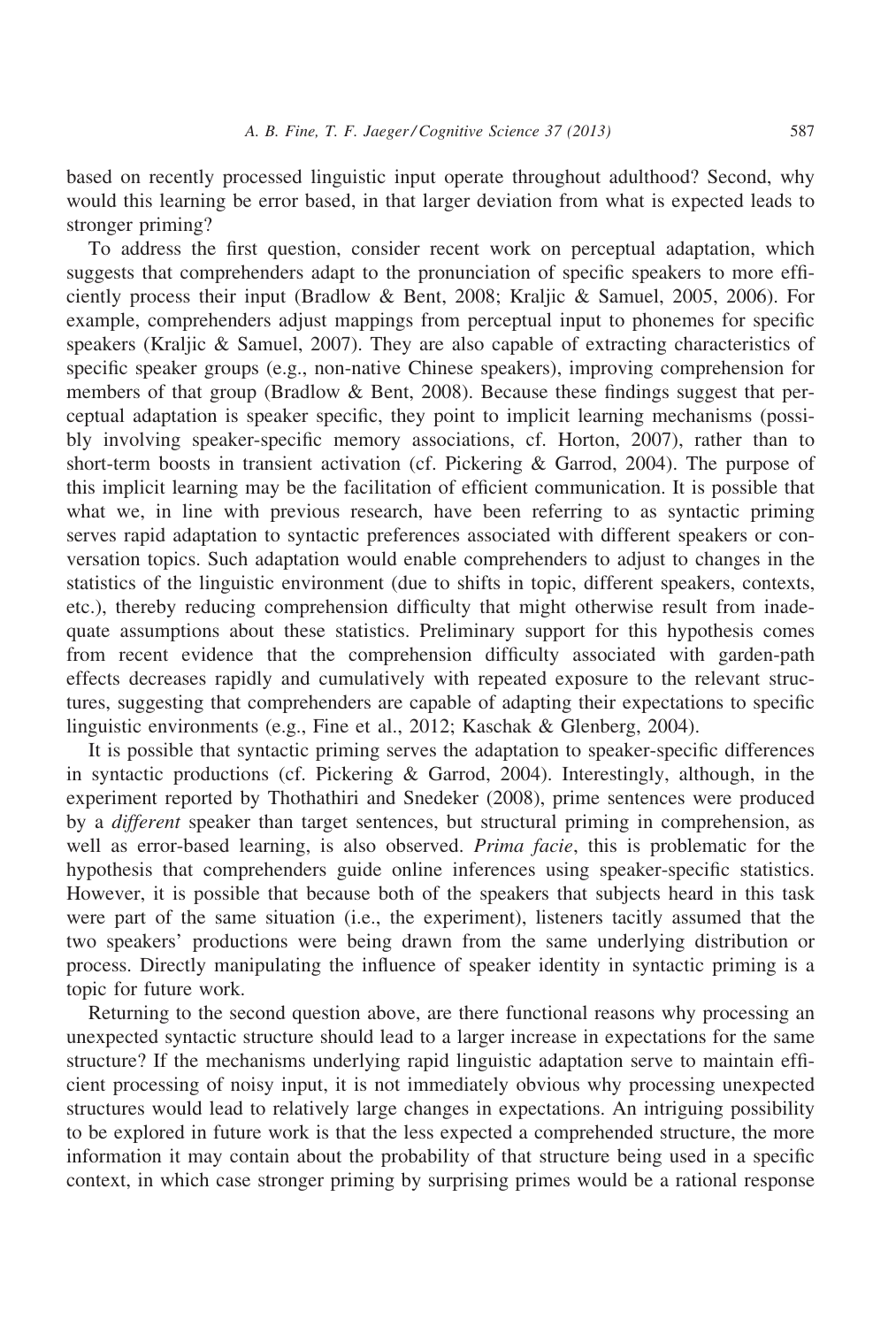based on recently processed linguistic input operate throughout adulthood? Second, why would this learning be error based, in that larger deviation from what is expected leads to stronger priming?

To address the first question, consider recent work on perceptual adaptation, which suggests that comprehenders adapt to the pronunciation of specific speakers to more efficiently process their input (Bradlow & Bent, 2008; Kraljic & Samuel, 2005, 2006). For example, comprehenders adjust mappings from perceptual input to phonemes for specific speakers (Kraljic & Samuel, 2007). They are also capable of extracting characteristics of specific speaker groups (e.g., non-native Chinese speakers), improving comprehension for members of that group (Bradlow & Bent, 2008). Because these findings suggest that perceptual adaptation is speaker specific, they point to implicit learning mechanisms (possibly involving speaker-specific memory associations, cf. Horton, 2007), rather than to short-term boosts in transient activation (cf. Pickering & Garrod, 2004). The purpose of this implicit learning may be the facilitation of efficient communication. It is possible that what we, in line with previous research, have been referring to as syntactic priming serves rapid adaptation to syntactic preferences associated with different speakers or conversation topics. Such adaptation would enable comprehenders to adjust to changes in the statistics of the linguistic environment (due to shifts in topic, different speakers, contexts, etc.), thereby reducing comprehension difficulty that might otherwise result from inadequate assumptions about these statistics. Preliminary support for this hypothesis comes from recent evidence that the comprehension difficulty associated with garden-path effects decreases rapidly and cumulatively with repeated exposure to the relevant structures, suggesting that comprehenders are capable of adapting their expectations to specific linguistic environments (e.g., Fine et al., 2012; Kaschak & Glenberg, 2004).

It is possible that syntactic priming serves the adaptation to speaker-specific differences in syntactic productions (cf. Pickering & Garrod, 2004). Interestingly, although, in the experiment reported by Thothathiri and Snedeker (2008), prime sentences were produced by a *different* speaker than target sentences, but structural priming in comprehension, as well as error-based learning, is also observed. *Prima facie*, this is problematic for the hypothesis that comprehenders guide online inferences using speaker-specific statistics. However, it is possible that because both of the speakers that subjects heard in this task were part of the same situation (i.e., the experiment), listeners tacitly assumed that the two speakers' productions were being drawn from the same underlying distribution or process. Directly manipulating the influence of speaker identity in syntactic priming is a topic for future work.

Returning to the second question above, are there functional reasons why processing an unexpected syntactic structure should lead to a larger increase in expectations for the same structure? If the mechanisms underlying rapid linguistic adaptation serve to maintain efficient processing of noisy input, it is not immediately obvious why processing unexpected structures would lead to relatively large changes in expectations. An intriguing possibility to be explored in future work is that the less expected a comprehended structure, the more information it may contain about the probability of that structure being used in a specific context, in which case stronger priming by surprising primes would be a rational response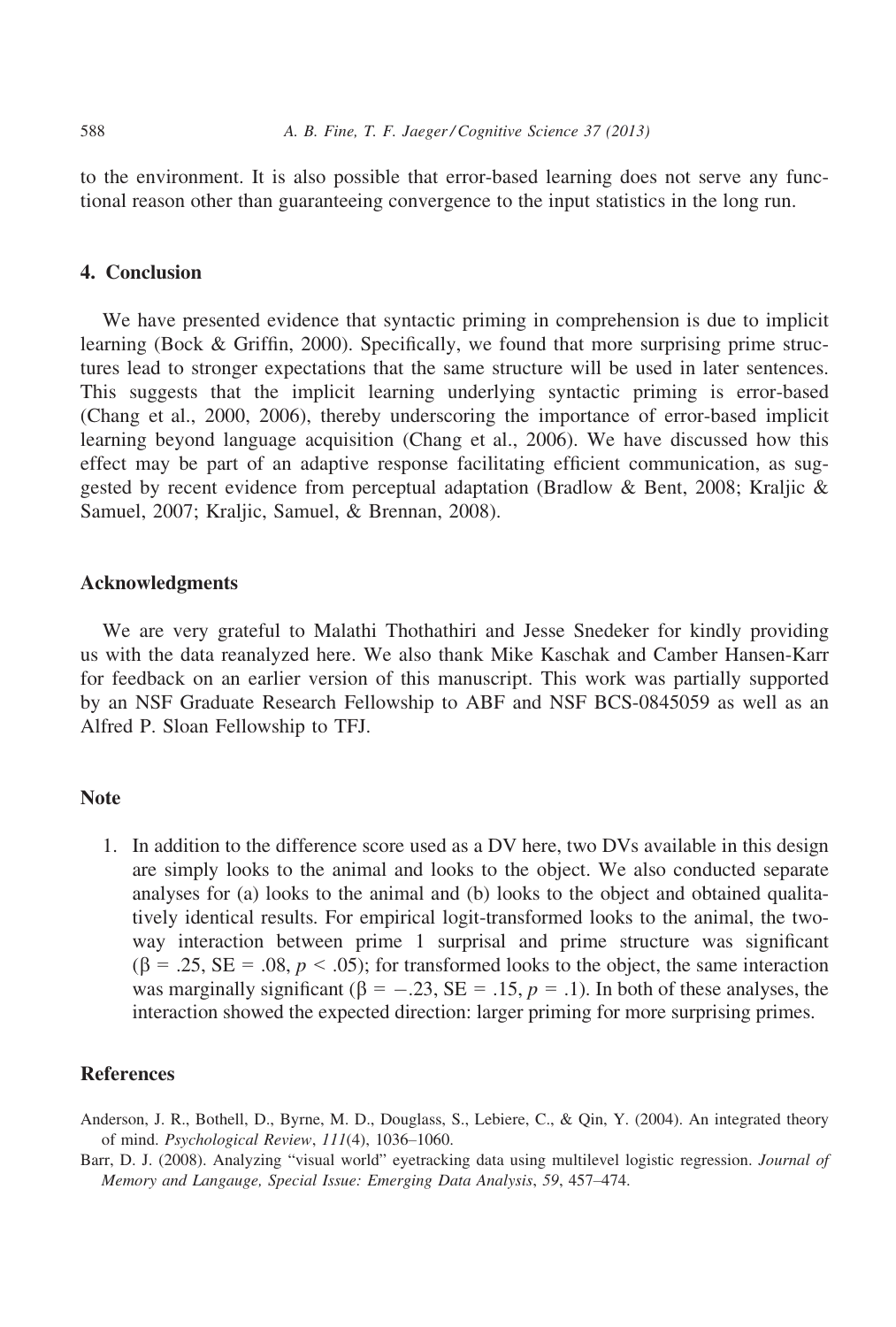to the environment. It is also possible that error-based learning does not serve any functional reason other than guaranteeing convergence to the input statistics in the long run.

## 4. Conclusion

We have presented evidence that syntactic priming in comprehension is due to implicit learning (Bock & Griffin, 2000). Specifically, we found that more surprising prime structures lead to stronger expectations that the same structure will be used in later sentences. This suggests that the implicit learning underlying syntactic priming is error-based (Chang et al., 2000, 2006), thereby underscoring the importance of error-based implicit learning beyond language acquisition (Chang et al., 2006). We have discussed how this effect may be part of an adaptive response facilitating efficient communication, as suggested by recent evidence from perceptual adaptation (Bradlow & Bent, 2008; Kraljic & Samuel, 2007; Kraljic, Samuel, & Brennan, 2008).

## Acknowledgments

We are very grateful to Malathi Thothathiri and Jesse Snedeker for kindly providing us with the data reanalyzed here. We also thank Mike Kaschak and Camber Hansen-Karr for feedback on an earlier version of this manuscript. This work was partially supported by an NSF Graduate Research Fellowship to ABF and NSF BCS-0845059 as well as an Alfred P. Sloan Fellowship to TFJ.

## Note

1. In addition to the difference score used as a DV here, two DVs available in this design are simply looks to the animal and looks to the object. We also conducted separate analyses for (a) looks to the animal and (b) looks to the object and obtained qualitatively identical results. For empirical logit-transformed looks to the animal, the two-way interaction between prime 1 surprisal and prime structure was significant ($\beta = .25$, SE = .08, $p < .05$); for transformed looks to the object, the same interaction was marginally significant ($\beta = -.23$, SE = .15, $p = .1$). In both of these analyses, the interaction showed the expected direction: larger priming for more surprising primes.

## References

Anderson, J. R., Bothell, D., Byrne, M. D., Douglass, S., Lebiere, C., & Qin, Y. (2004). An integrated theory of mind. *Psychological Review*, *111*(4), 1036–1060.

Barr, D. J. (2008). Analyzing "visual world" eyetracking data using multilevel logistic regression. *Journal of Memory and Langauge, Special Issue: Emerging Data Analysis*, *59*, 457–474.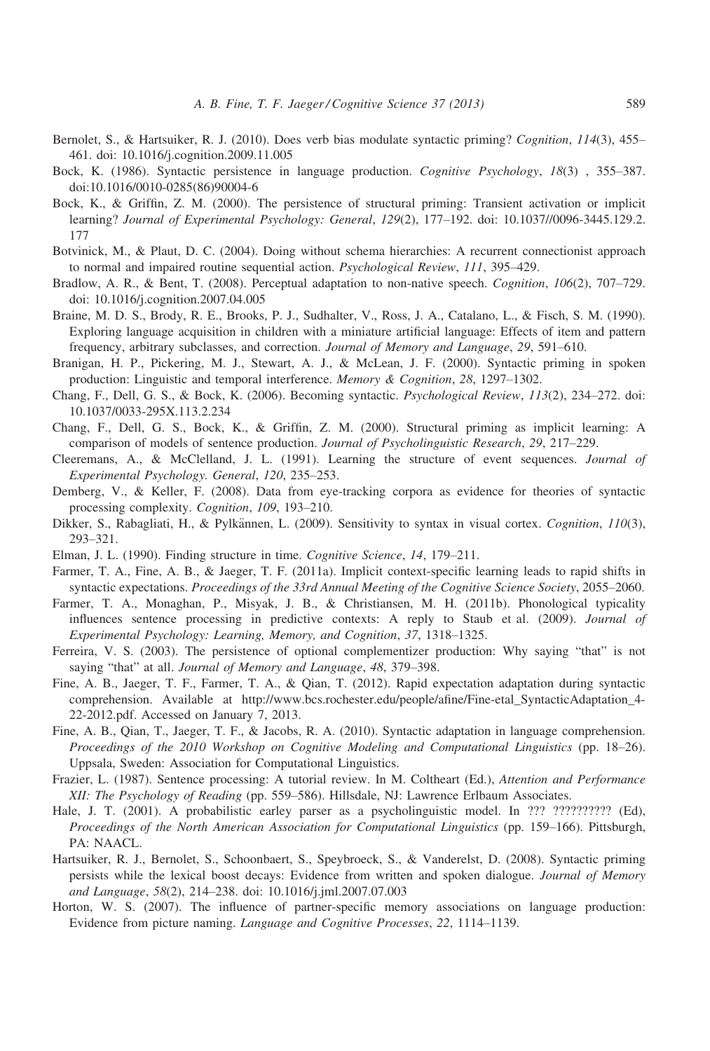Bernolet, S., & Hartsuiker, R. J. (2010). Does verb bias modulate syntactic priming? *Cognition*, *114*(3), 455–461. doi: 10.1016/j.cognition.2009.11.005

Bock, K. (1986). Syntactic persistence in language production. *Cognitive Psychology*, *18*(3) , 355–387. doi:10.1016/0010-0285(86)90004-6

Bock, K., & Griffin, Z. M. (2000). The persistence of structural priming: Transient activation or implicit learning? *Journal of Experimental Psychology: General*, *129*(2), 177–192. doi: 10.1037//0096-3445.129.2.177

Botvinick, M., & Plaut, D. C. (2004). Doing without schema hierarchies: A recurrent connectionist approach to normal and impaired routine sequential action. *Psychological Review*, *111*, 395–429.

Bradlow, A. R., & Bent, T. (2008). Perceptual adaptation to non-native speech. *Cognition*, *106*(2), 707–729. doi: 10.1016/j.cognition.2007.04.005

Braine, M. D. S., Brody, R. E., Brooks, P. J., Sudhalter, V., Ross, J. A., Catalano, L., & Fisch, S. M. (1990). Exploring language acquisition in children with a miniature artificial language: Effects of item and pattern frequency, arbitrary subclasses, and correction. *Journal of Memory and Language*, *29*, 591–610.

Branigan, H. P., Pickering, M. J., Stewart, A. J., & McLean, J. F. (2000). Syntactic priming in spoken production: Linguistic and temporal interference. *Memory & Cognition*, *28*, 1297–1302.

Chang, F., Dell, G. S., & Bock, K. (2006). Becoming syntactic. *Psychological Review*, *113*(2), 234–272. doi: 10.1037/0033-295X.113.2.234

Chang, F., Dell, G. S., Bock, K., & Griffin, Z. M. (2000). Structural priming as implicit learning: A comparison of models of sentence production. *Journal of Psycholinguistic Research*, *29*, 217–229.

Cleeremans, A., & McClelland, J. L. (1991). Learning the structure of event sequences. *Journal of Experimental Psychology. General*, *120*, 235–253.

Demberg, V., & Keller, F. (2008). Data from eye-tracking corpora as evidence for theories of syntactic processing complexity. *Cognition*, *109*, 193–210.

Dikker, S., Rabagliati, H., & Pylkännen, L. (2009). Sensitivity to syntax in visual cortex. *Cognition*, *110*(3), 293–321.

Elman, J. L. (1990). Finding structure in time. *Cognitive Science*, *14*, 179–211.

Farmer, T. A., Fine, A. B., & Jaeger, T. F. (2011a). Implicit context-specific learning leads to rapid shifts in syntactic expectations. *Proceedings of the 33rd Annual Meeting of the Cognitive Science Society*, 2055–2060.

Farmer, T. A., Monaghan, P., Misyak, J. B., & Christiansen, M. H. (2011b). Phonological typicality influences sentence processing in predictive contexts: A reply to Staub et al. (2009). *Journal of Experimental Psychology: Learning, Memory, and Cognition*, *37*, 1318–1325.

Ferreira, V. S. (2003). The persistence of optional complementizer production: Why saying "that" is not saying "that" at all. *Journal of Memory and Language*, *48*, 379–398.

Fine, A. B., Jaeger, T. F., Farmer, T. A., & Qian, T. (2012). Rapid expectation adaptation during syntactic comprehension. Available at http://www.bcs.rochester.edu/people/afine/Fine-etal_SyntacticAdaptation_4-22-2012.pdf. Accessed on January 7, 2013.

Fine, A. B., Qian, T., Jaeger, T. F., & Jacobs, R. A. (2010). Syntactic adaptation in language comprehension. *Proceedings of the 2010 Workshop on Cognitive Modeling and Computational Linguistics* (pp. 18–26). Uppsala, Sweden: Association for Computational Linguistics.

Frazier, L. (1987). Sentence processing: A tutorial review. In M. Coltheart (Ed.), *Attention and Performance XII: The Psychology of Reading* (pp. 559–586). Hillsdale, NJ: Lawrence Erlbaum Associates.

Hale, J. T. (2001). A probabilistic earley parser as a psycholinguistic model. In ??? ?????????? (Ed), *Proceedings of the North American Association for Computational Linguistics* (pp. 159–166). Pittsburgh, PA: NAACL.

Hartsuiker, R. J., Bernolet, S., Schoonbaert, S., Speybroeck, S., & Vanderelst, D. (2008). Syntactic priming persists while the lexical boost decays: Evidence from written and spoken dialogue. *Journal of Memory and Language*, *58*(2), 214–238. doi: 10.1016/j.jml.2007.07.003

Horton, W. S. (2007). The influence of partner-specific memory associations on language production: Evidence from picture naming. *Language and Cognitive Processes*, *22*, 1114–1139.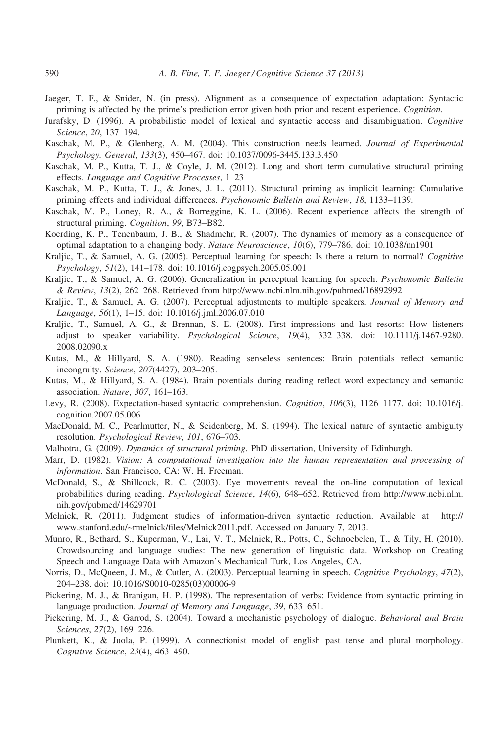Jaeger, T. F., & Snider, N. (in press). Alignment as a consequence of expectation adaptation: Syntactic priming is affected by the prime's prediction error given both prior and recent experience. *Cognition*.

Jurafsky, D. (1996). A probabilistic model of lexical and syntactic access and disambiguation. *Cognitive Science*, *20*, 137–194.

Kaschak, M. P., & Glenberg, A. M. (2004). This construction needs learned. *Journal of Experimental Psychology. General*, *133*(3), 450–467. doi: 10.1037/0096-3445.133.3.450

Kaschak, M. P., Kutta, T. J., & Coyle, J. M. (2012). Long and short term cumulative structural priming effects. *Language and Cognitive Processes*, 1–23

Kaschak, M. P., Kutta, T. J., & Jones, J. L. (2011). Structural priming as implicit learning: Cumulative priming effects and individual differences. *Psychonomic Bulletin and Review*, *18*, 1133–1139.

Kaschak, M. P., Loney, R. A., & Borreggine, K. L. (2006). Recent experience affects the strength of structural priming. *Cognition*, *99*, B73–B82.

Koerding, K. P., Tenenbaum, J. B., & Shadmehr, R. (2007). The dynamics of memory as a consequence of optimal adaptation to a changing body. *Nature Neuroscience*, *10*(6), 779–786. doi: 10.1038/nn1901

Kraljic, T., & Samuel, A. G. (2005). Perceptual learning for speech: Is there a return to normal? *Cognitive Psychology*, *51*(2), 141–178. doi: 10.1016/j.cogpsych.2005.05.001

Kraljic, T., & Samuel, A. G. (2006). Generalization in perceptual learning for speech. *Psychonomic Bulletin & Review*, *13*(2), 262–268. Retrieved from http://www.ncbi.nlm.nih.gov/pubmed/16892992

Kraljic, T., & Samuel, A. G. (2007). Perceptual adjustments to multiple speakers. *Journal of Memory and Language*, *56*(1), 1–15. doi: 10.1016/j.jml.2006.07.010

Kraljic, T., Samuel, A. G., & Brennan, S. E. (2008). First impressions and last resorts: How listeners adjust to speaker variability. *Psychological Science*, *19*(4), 332–338. doi: 10.1111/j.1467-9280.2008.02090.x

Kutas, M., & Hillyard, S. A. (1980). Reading senseless sentences: Brain potentials reflect semantic incongruity. *Science*, *207*(4427), 203–205.

Kutas, M., & Hillyard, S. A. (1984). Brain potentials during reading reflect word expectancy and semantic association. *Nature*, *307*, 161–163.

Levy, R. (2008). Expectation-based syntactic comprehension. *Cognition*, *106*(3), 1126–1177. doi: 10.1016/j.cognition.2007.05.006

MacDonald, M. C., Pearlmutter, N., & Seidenberg, M. S. (1994). The lexical nature of syntactic ambiguity resolution. *Psychological Review*, *101*, 676–703.

Malhotra, G. (2009). *Dynamics of structural priming*. PhD dissertation, University of Edinburgh.

Marr, D. (1982). *Vision: A computational investigation into the human representation and processing of information*. San Francisco, CA: W. H. Freeman.

McDonald, S., & Shillcock, R. C. (2003). Eye movements reveal the on-line computation of lexical probabilities during reading. *Psychological Science*, *14*(6), 648–652. Retrieved from http://www.ncbi.nlm.nih.gov/pubmed/14629701

Melnick, R. (2011). Judgment studies of information-driven syntactic reduction. Available at http://www.stanford.edu/~rmelnick/files/Melnick2011.pdf. Accessed on January 7, 2013.

Munro, R., Bethard, S., Kuperman, V., Lai, V. T., Melnick, R., Potts, C., Schnoebelen, T., & Tily, H. (2010). Crowdsourcing and language studies: The new generation of linguistic data. Workshop on Creating Speech and Language Data with Amazon's Mechanical Turk, Los Angeles, CA.

Norris, D., McQueen, J. M., & Cutler, A. (2003). Perceptual learning in speech. *Cognitive Psychology*, *47*(2), 204–238. doi: 10.1016/S0010-0285(03)00006-9

Pickering, M. J., & Branigan, H. P. (1998). The representation of verbs: Evidence from syntactic priming in language production. *Journal of Memory and Language*, *39*, 633–651.

Pickering, M. J., & Garrod, S. (2004). Toward a mechanistic psychology of dialogue. *Behavioral and Brain Sciences*, *27*(2), 169–226.

Plunkett, K., & Juola, P. (1999). A connectionist model of english past tense and plural morphology. *Cognitive Science*, *23*(4), 463–490.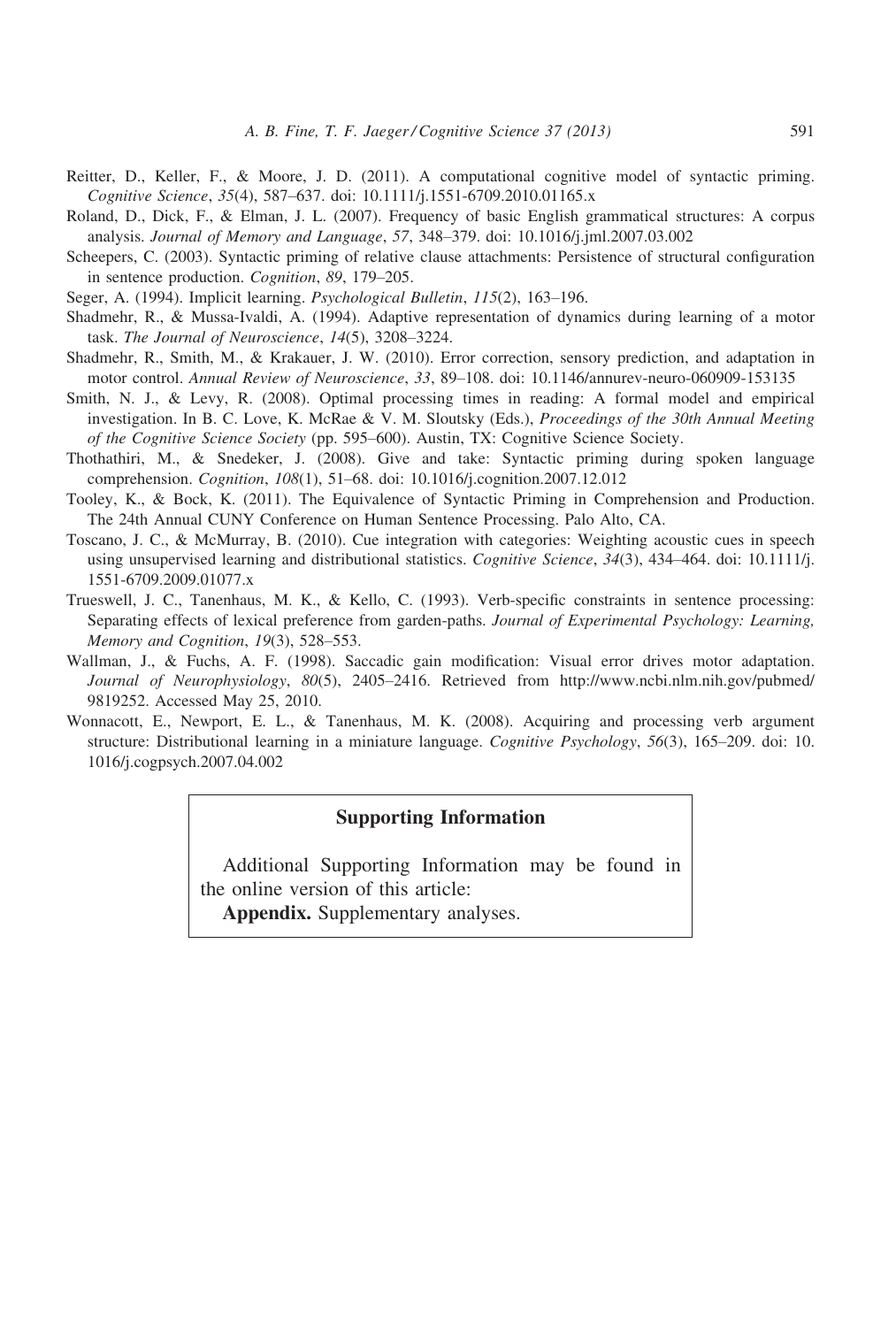Reitter, D., Keller, F., & Moore, J. D. (2011). A computational cognitive model of syntactic priming. *Cognitive Science*, *35*(4), 587–637. doi: 10.1111/j.1551-6709.2010.01165.x

Roland, D., Dick, F., & Elman, J. L. (2007). Frequency of basic English grammatical structures: A corpus analysis. *Journal of Memory and Language*, *57*, 348–379. doi: 10.1016/j.jml.2007.03.002

Scheepers, C. (2003). Syntactic priming of relative clause attachments: Persistence of structural configuration in sentence production. *Cognition*, *89*, 179–205.

Seger, A. (1994). Implicit learning. *Psychological Bulletin*, *115*(2), 163–196.

Shadmehr, R., & Mussa-Ivaldi, A. (1994). Adaptive representation of dynamics during learning of a motor task. *The Journal of Neuroscience*, *14*(5), 3208–3224.

Shadmehr, R., Smith, M., & Krakauer, J. W. (2010). Error correction, sensory prediction, and adaptation in motor control. *Annual Review of Neuroscience*, *33*, 89–108. doi: 10.1146/annurev-neuro-060909-153135

Smith, N. J., & Levy, R. (2008). Optimal processing times in reading: A formal model and empirical investigation. In B. C. Love, K. McRae & V. M. Sloutsky (Eds.), *Proceedings of the 30th Annual Meeting of the Cognitive Science Society* (pp. 595–600). Austin, TX: Cognitive Science Society.

Thothathiri, M., & Snedeker, J. (2008). Give and take: Syntactic priming during spoken language comprehension. *Cognition*, *108*(1), 51–68. doi: 10.1016/j.cognition.2007.12.012

Tooley, K., & Bock, K. (2011). The Equivalence of Syntactic Priming in Comprehension and Production. The 24th Annual CUNY Conference on Human Sentence Processing. Palo Alto, CA.

Toscano, J. C., & McMurray, B. (2010). Cue integration with categories: Weighting acoustic cues in speech using unsupervised learning and distributional statistics. *Cognitive Science*, *34*(3), 434–464. doi: 10.1111/j.1551-6709.2009.01077.x

Trueswell, J. C., Tanenhaus, M. K., & Kello, C. (1993). Verb-specific constraints in sentence processing: Separating effects of lexical preference from garden-paths. *Journal of Experimental Psychology: Learning, Memory and Cognition*, *19*(3), 528–553.

Wallman, J., & Fuchs, A. F. (1998). Saccadic gain modification: Visual error drives motor adaptation. *Journal of Neurophysiology*, *80*(5), 2405–2416. Retrieved from http://www.ncbi.nlm.nih.gov/pubmed/9819252. Accessed May 25, 2010.

Wonnacott, E., Newport, E. L., & Tanenhaus, M. K. (2008). Acquiring and processing verb argument structure: Distributional learning in a miniature language. *Cognitive Psychology*, *56*(3), 165–209. doi: 10.1016/j.cogpsych.2007.04.002

## Supporting Information

Additional Supporting Information may be found in the online version of this article:

**Appendix.** Supplementary analyses.